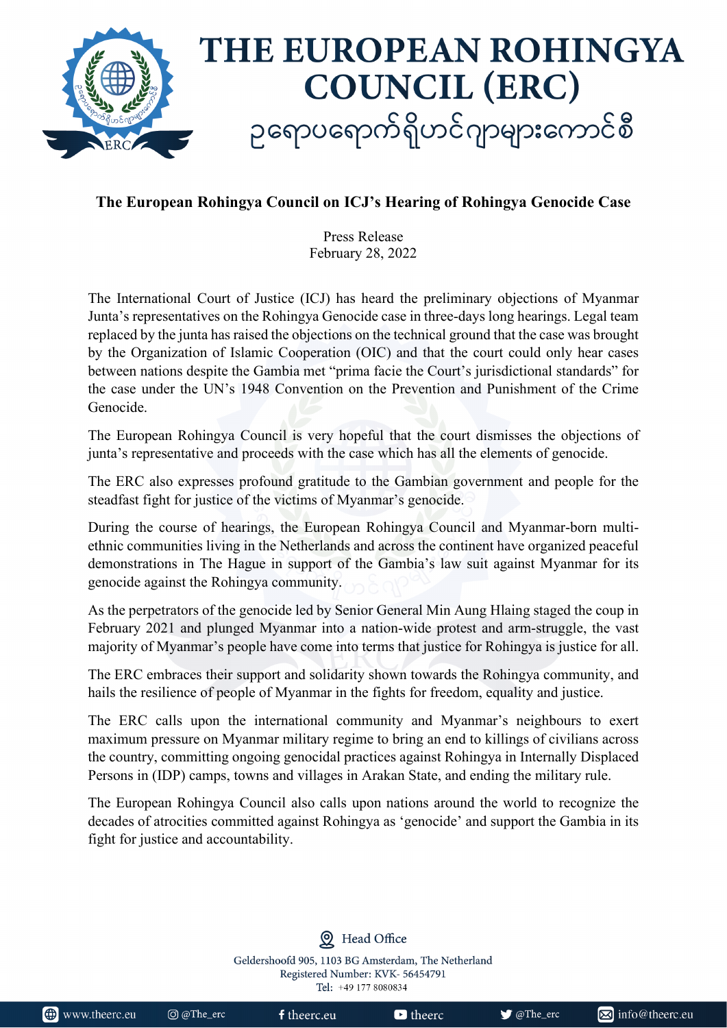# THE EUROPEAN ROHINGYA COUNCIL (ERC)

ဥရောပရောက်ရိုဟင်ဂျာများကောင်စီ

## The European Rohingya Council on ICJ's Hearing of Rohingya Genocide Case

Press Release
February 28, 2022

The International Court of Justice (ICJ) has heard the preliminary objections of Myanmar Junta's representatives on the Rohingya Genocide case in three-days long hearings. Legal team replaced by the junta has raised the objections on the technical ground that the case was brought by the Organization of Islamic Cooperation (OIC) and that the court could only hear cases between nations despite the Gambia met "prima facie the Court's jurisdictional standards" for the case under the UN's 1948 Convention on the Prevention and Punishment of the Crime Genocide.

The European Rohingya Council is very hopeful that the court dismisses the objections of junta's representative and proceeds with the case which has all the elements of genocide.

The ERC also expresses profound gratitude to the Gambian government and people for the steadfast fight for justice of the victims of Myanmar's genocide.

During the course of hearings, the European Rohingya Council and Myanmar-born multi-ethnic communities living in the Netherlands and across the continent have organized peaceful demonstrations in The Hague in support of the Gambia's law suit against Myanmar for its genocide against the Rohingya community.

As the perpetrators of the genocide led by Senior General Min Aung Hlaing staged the coup in February 2021 and plunged Myanmar into a nation-wide protest and arm-struggle, the vast majority of Myanmar's people have come into terms that justice for Rohingya is justice for all.

The ERC embraces their support and solidarity shown towards the Rohingya community, and hails the resilience of people of Myanmar in the fights for freedom, equality and justice.

The ERC calls upon the international community and Myanmar's neighbours to exert maximum pressure on Myanmar military regime to bring an end to killings of civilians across the country, committing ongoing genocidal practices against Rohingya in Internally Displaced Persons in (IDP) camps, towns and villages in Arakan State, and ending the military rule.

The European Rohingya Council also calls upon nations around the world to recognize the decades of atrocities committed against Rohingya as 'genocide' and support the Gambia in its fight for justice and accountability.

Head Office
Geldershoofd 905, 1103 BG Amsterdam, The Netherland
Registered Number: KVK- 56454791
Tel: +49 177 8080834

www.theerc.eu | @The_erc | theerc.eu | theerc | @The_erc | info@theerc.eu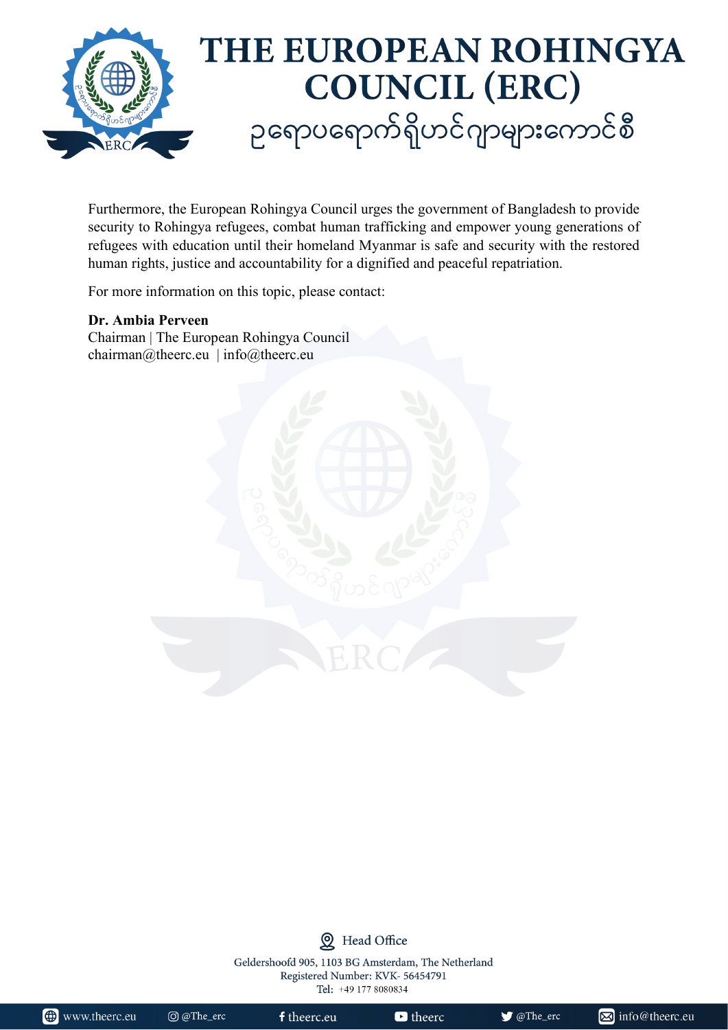Furthermore, the European Rohingya Council urges the government of Bangladesh to provide security to Rohingya refugees, combat human trafficking and empower young generations of refugees with education until their homeland Myanmar is safe and security with the restored human rights, justice and accountability for a dignified and peaceful repatriation.

For more information on this topic, please contact:

**Dr. Ambia Perveen**
Chairman | The European Rohingya Council
chairman@theerc.eu | info@theerc.eu